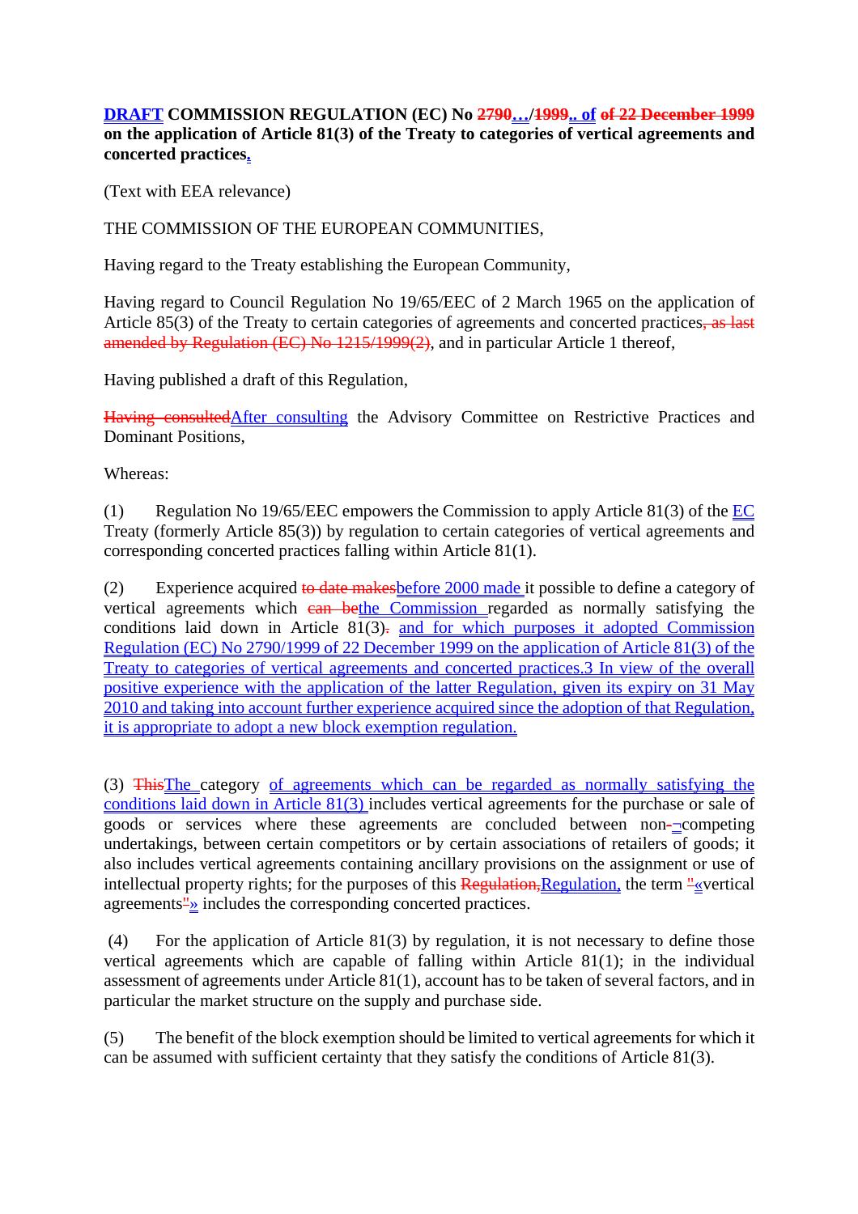**DRAFT COMMISSION REGULATION (EC) No 2790…/1999.. of of 22 December 1999 on the application of Article 81(3) of the Treaty to categories of vertical agreements and concerted practices.**

(Text with EEA relevance)

THE COMMISSION OF THE EUROPEAN COMMUNITIES,

Having regard to the Treaty establishing the European Community,

Having regard to Council Regulation No 19/65/EEC of 2 March 1965 on the application of Article 85(3) of the Treaty to certain categories of agreements and concerted practices, as last amended by Regulation (EC) No 1215/1999(2), and in particular Article 1 thereof,

Having published a draft of this Regulation,

Having consultedAfter consulting the Advisory Committee on Restrictive Practices and Dominant Positions,

Whereas:

(1) Regulation No 19/65/EEC empowers the Commission to apply Article 81(3) of the EC Treaty (formerly Article 85(3)) by regulation to certain categories of vertical agreements and corresponding concerted practices falling within Article 81(1).

(2) Experience acquired to date makesbefore 2000 made it possible to define a category of vertical agreements which can bethe Commission regarded as normally satisfying the conditions laid down in Article 81(3). and for which purposes it adopted Commission Regulation (EC) No 2790/1999 of 22 December 1999 on the application of Article 81(3) of the Treaty to categories of vertical agreements and concerted practices.3 In view of the overall positive experience with the application of the latter Regulation, given its expiry on 31 May 2010 and taking into account further experience acquired since the adoption of that Regulation, it is appropriate to adopt a new block exemption regulation.

(3) ThisThe category of agreements which can be regarded as normally satisfying the conditions laid down in Article 81(3) includes vertical agreements for the purchase or sale of goods or services where these agreements are concluded between non--competing undertakings, between certain competitors or by certain associations of retailers of goods; it also includes vertical agreements containing ancillary provisions on the assignment or use of intellectual property rights; for the purposes of this Regulation,Regulation, the term "«vertical agreements"» includes the corresponding concerted practices.

(4) For the application of Article 81(3) by regulation, it is not necessary to define those vertical agreements which are capable of falling within Article 81(1); in the individual assessment of agreements under Article 81(1), account has to be taken of several factors, and in particular the market structure on the supply and purchase side.

(5) The benefit of the block exemption should be limited to vertical agreements for which it can be assumed with sufficient certainty that they satisfy the conditions of Article 81(3).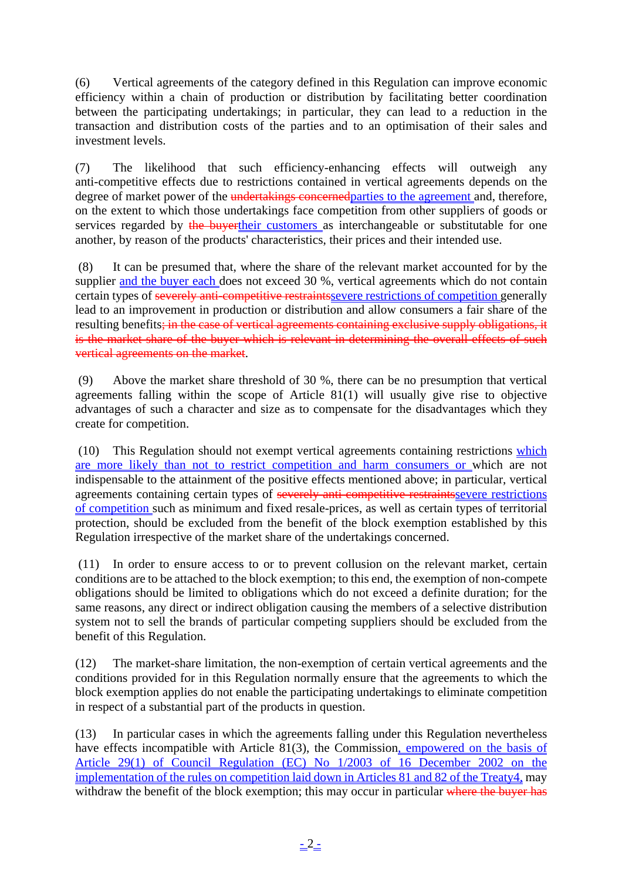(6) Vertical agreements of the category defined in this Regulation can improve economic efficiency within a chain of production or distribution by facilitating better coordination between the participating undertakings; in particular, they can lead to a reduction in the transaction and distribution costs of the parties and to an optimisation of their sales and investment levels.

(7) The likelihood that such efficiency-enhancing effects will outweigh any anti-competitive effects due to restrictions contained in vertical agreements depends on the degree of market power of the ~~undertakings concerned~~<u>parties to the agreement</u> and, therefore, on the extent to which those undertakings face competition from other suppliers of goods or services regarded by ~~the buyer~~<u>their customers</u> as interchangeable or substitutable for one another, by reason of the products' characteristics, their prices and their intended use.

(8) It can be presumed that, where the share of the relevant market accounted for by the supplier <u>and the buyer each</u> does not exceed 30 %, vertical agreements which do not contain certain types of ~~severely anti-competitive restraints~~<u>severe restrictions of competition</u> generally lead to an improvement in production or distribution and allow consumers a fair share of the resulting benefits~~; in the case of vertical agreements containing exclusive supply obligations, it is the market share of the buyer which is relevant in determining the overall effects of such vertical agreements on the market~~.

(9) Above the market share threshold of 30 %, there can be no presumption that vertical agreements falling within the scope of Article 81(1) will usually give rise to objective advantages of such a character and size as to compensate for the disadvantages which they create for competition.

(10) This Regulation should not exempt vertical agreements containing restrictions <u>which are more likely than not to restrict competition and harm consumers or</u> which are not indispensable to the attainment of the positive effects mentioned above; in particular, vertical agreements containing certain types of ~~severely anti-competitive restraints~~<u>severe restrictions of competition</u> such as minimum and fixed resale-prices, as well as certain types of territorial protection, should be excluded from the benefit of the block exemption established by this Regulation irrespective of the market share of the undertakings concerned.

(11) In order to ensure access to or to prevent collusion on the relevant market, certain conditions are to be attached to the block exemption; to this end, the exemption of non-compete obligations should be limited to obligations which do not exceed a definite duration; for the same reasons, any direct or indirect obligation causing the members of a selective distribution system not to sell the brands of particular competing suppliers should be excluded from the benefit of this Regulation.

(12) The market-share limitation, the non-exemption of certain vertical agreements and the conditions provided for in this Regulation normally ensure that the agreements to which the block exemption applies do not enable the participating undertakings to eliminate competition in respect of a substantial part of the products in question.

(13) In particular cases in which the agreements falling under this Regulation nevertheless have effects incompatible with Article 81(3), the Commission<u>, empowered on the basis of Article 29(1) of Council Regulation (EC) No 1/2003 of 16 December 2002 on the implementation of the rules on competition laid down in Articles 81 and 82 of the Treaty[4],</u> may withdraw the benefit of the block exemption; this may occur in particular ~~where the buyer has~~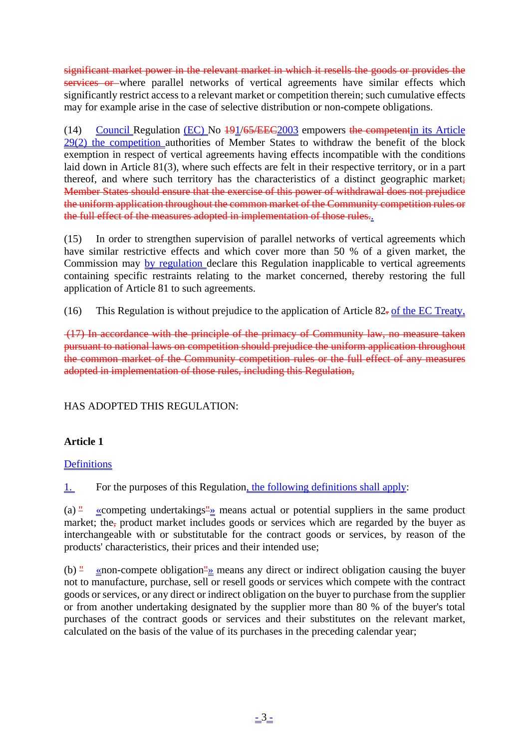~~significant market power in the relevant market in which it resells the goods or provides the services or~~ where parallel networks of vertical agreements have similar effects which significantly restrict access to a relevant market or competition therein; such cumulative effects may for example arise in the case of selective distribution or non-compete obligations.

(14) Council Regulation (EC) No ~~19~~1/~~65/EEC~~2003 empowers ~~the competent~~in its Article 29(2) the competition authorities of Member States to withdraw the benefit of the block exemption in respect of vertical agreements having effects incompatible with the conditions laid down in Article 81(3), where such effects are felt in their respective territory, or in a part thereof, and where such territory has the characteristics of a distinct geographic market~~; Member States should ensure that the exercise of this power of withdrawal does not prejudice the uniform application throughout the common market of the Community competition rules or the full effect of the measures adopted in implementation of those rules.~~.

(15) In order to strengthen supervision of parallel networks of vertical agreements which have similar restrictive effects and which cover more than 50 % of a given market, the Commission may by regulation declare this Regulation inapplicable to vertical agreements containing specific restraints relating to the market concerned, thereby restoring the full application of Article 81 to such agreements.

(16) This Regulation is without prejudice to the application of Article 82~~.~~ of the EC Treaty,

~~(17) In accordance with the principle of the primacy of Community law, no measure taken pursuant to national laws on competition should prejudice the uniform application throughout the common market of the Community competition rules or the full effect of any measures adopted in implementation of those rules, including this Regulation,~~

HAS ADOPTED THIS REGULATION:

**Article 1**

Definitions

1. For the purposes of this Regulation, the following definitions shall apply:

(a) ~~"~~«competing undertakings~~"~~» means actual or potential suppliers in the same product market; the~~,~~ product market includes goods or services which are regarded by the buyer as interchangeable with or substitutable for the contract goods or services, by reason of the products' characteristics, their prices and their intended use;

(b) ~~"~~«non-compete obligation~~"~~» means any direct or indirect obligation causing the buyer not to manufacture, purchase, sell or resell goods or services which compete with the contract goods or services, or any direct or indirect obligation on the buyer to purchase from the supplier or from another undertaking designated by the supplier more than 80 % of the buyer's total purchases of the contract goods or services and their substitutes on the relevant market, calculated on the basis of the value of its purchases in the preceding calendar year;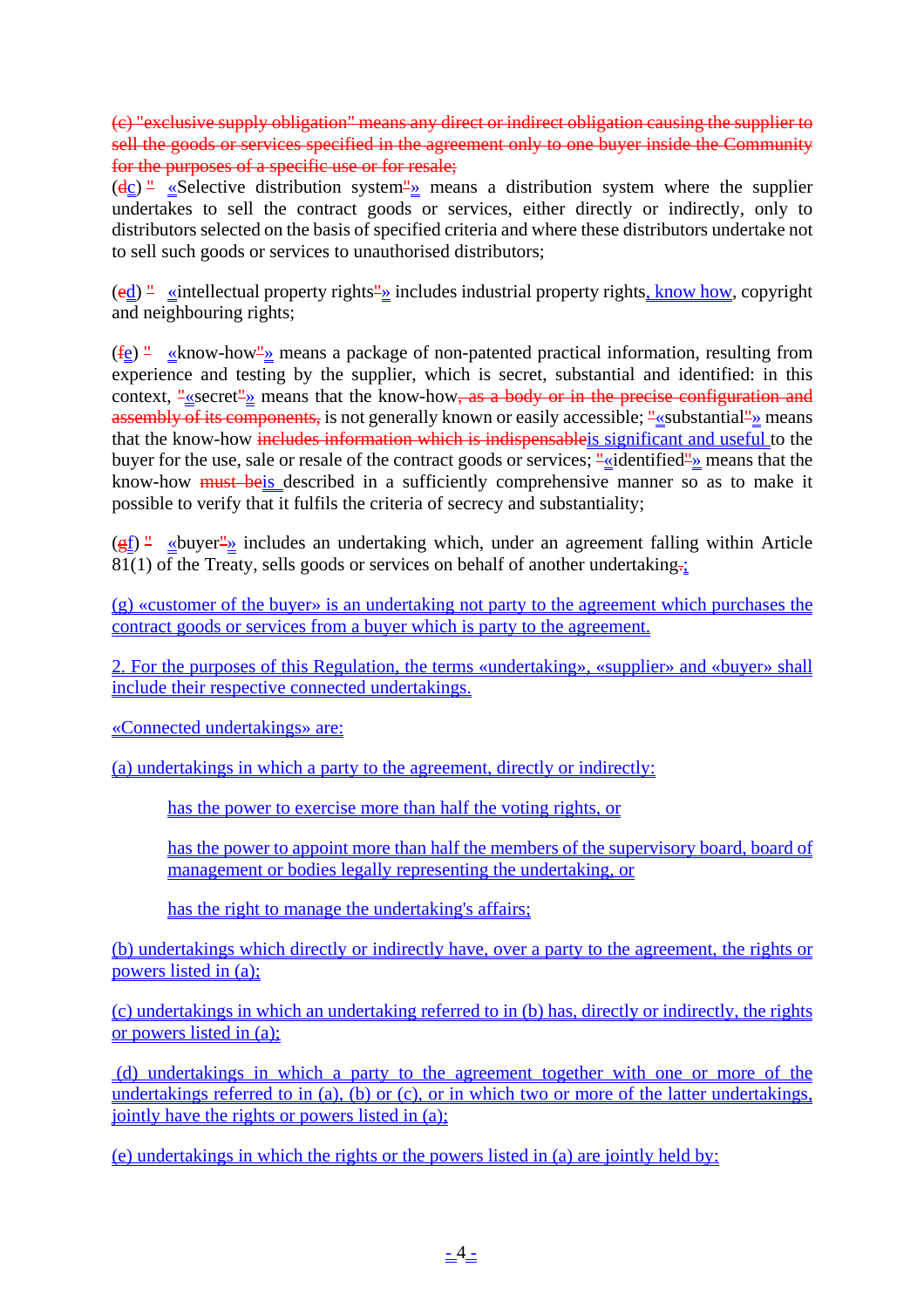~~(c) "exclusive supply obligation" means any direct or indirect obligation causing the supplier to sell the goods or services specified in the agreement only to one buyer inside the Community for the purposes of a specific use or for resale;~~

(~~d~~c) ~~"~~ «Selective distribution system~~"~~» means a distribution system where the supplier undertakes to sell the contract goods or services, either directly or indirectly, only to distributors selected on the basis of specified criteria and where these distributors undertake not to sell such goods or services to unauthorised distributors;

(~~e~~d) ~~"~~ «intellectual property rights~~"~~» includes industrial property rights, know how, copyright and neighbouring rights;

(~~f~~e) ~~"~~ «know-how~~"~~» means a package of non-patented practical information, resulting from experience and testing by the supplier, which is secret, substantial and identified: in this context, ~~"~~«secret~~"~~» means that the know-how~~, as a body or in the precise configuration and assembly of its components,~~ is not generally known or easily accessible; ~~"~~«substantial~~"~~» means that the know-how ~~includes information which is indispensable~~is significant and useful to the buyer for the use, sale or resale of the contract goods or services; ~~"~~«identified~~"~~» means that the know-how ~~must be~~is described in a sufficiently comprehensive manner so as to make it possible to verify that it fulfils the criteria of secrecy and substantiality;

(~~g~~f) ~~"~~ «buyer~~"~~» includes an undertaking which, under an agreement falling within Article 81(1) of the Treaty, sells goods or services on behalf of another undertaking~~.~~;

(g) «customer of the buyer» is an undertaking not party to the agreement which purchases the contract goods or services from a buyer which is party to the agreement.

2. For the purposes of this Regulation, the terms «undertaking», «supplier» and «buyer» shall include their respective connected undertakings.

«Connected undertakings» are:

(a) undertakings in which a party to the agreement, directly or indirectly:

- has the power to exercise more than half the voting rights, or
- has the power to appoint more than half the members of the supervisory board, board of management or bodies legally representing the undertaking, or
- has the right to manage the undertaking's affairs;

(b) undertakings which directly or indirectly have, over a party to the agreement, the rights or powers listed in (a);

(c) undertakings in which an undertaking referred to in (b) has, directly or indirectly, the rights or powers listed in (a);

(d) undertakings in which a party to the agreement together with one or more of the undertakings referred to in (a), (b) or (c), or in which two or more of the latter undertakings, jointly have the rights or powers listed in (a);

(e) undertakings in which the rights or the powers listed in (a) are jointly held by: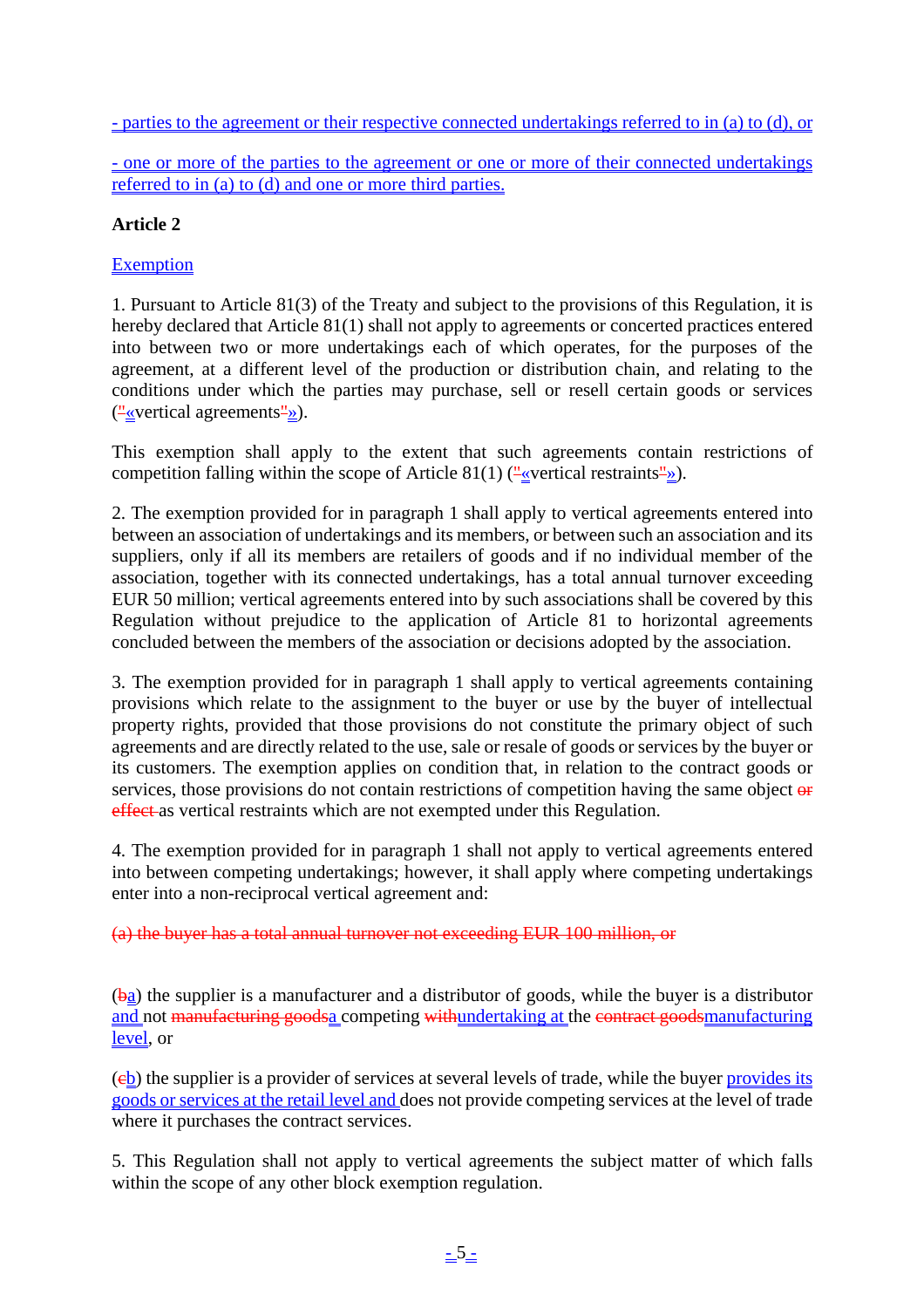- parties to the agreement or their respective connected undertakings referred to in (a) to (d), or

- one or more of the parties to the agreement or one or more of their connected undertakings referred to in (a) to (d) and one or more third parties.

**Article 2**

Exemption

1. Pursuant to Article 81(3) of the Treaty and subject to the provisions of this Regulation, it is hereby declared that Article 81(1) shall not apply to agreements or concerted practices entered into between two or more undertakings each of which operates, for the purposes of the agreement, at a different level of the production or distribution chain, and relating to the conditions under which the parties may purchase, sell or resell certain goods or services (~~"~~«vertical agreements~~"~~»).

This exemption shall apply to the extent that such agreements contain restrictions of competition falling within the scope of Article 81(1) (~~"~~«vertical restraints~~"~~»).

2. The exemption provided for in paragraph 1 shall apply to vertical agreements entered into between an association of undertakings and its members, or between such an association and its suppliers, only if all its members are retailers of goods and if no individual member of the association, together with its connected undertakings, has a total annual turnover exceeding EUR 50 million; vertical agreements entered into by such associations shall be covered by this Regulation without prejudice to the application of Article 81 to horizontal agreements concluded between the members of the association or decisions adopted by the association.

3. The exemption provided for in paragraph 1 shall apply to vertical agreements containing provisions which relate to the assignment to the buyer or use by the buyer of intellectual property rights, provided that those provisions do not constitute the primary object of such agreements and are directly related to the use, sale or resale of goods or services by the buyer or its customers. The exemption applies on condition that, in relation to the contract goods or services, those provisions do not contain restrictions of competition having the same object ~~or effect~~ as vertical restraints which are not exempted under this Regulation.

4. The exemption provided for in paragraph 1 shall not apply to vertical agreements entered into between competing undertakings; however, it shall apply where competing undertakings enter into a non-reciprocal vertical agreement and:

~~(a) the buyer has a total annual turnover not exceeding EUR 100 million, or~~

(~~b~~a) the supplier is a manufacturer and a distributor of goods, while the buyer is a distributor and not ~~manufacturing goods~~a competing ~~with~~undertaking at the ~~contract goods~~manufacturing level, or

(~~c~~b) the supplier is a provider of services at several levels of trade, while the buyer provides its goods or services at the retail level and does not provide competing services at the level of trade where it purchases the contract services.

5. This Regulation shall not apply to vertical agreements the subject matter of which falls within the scope of any other block exemption regulation.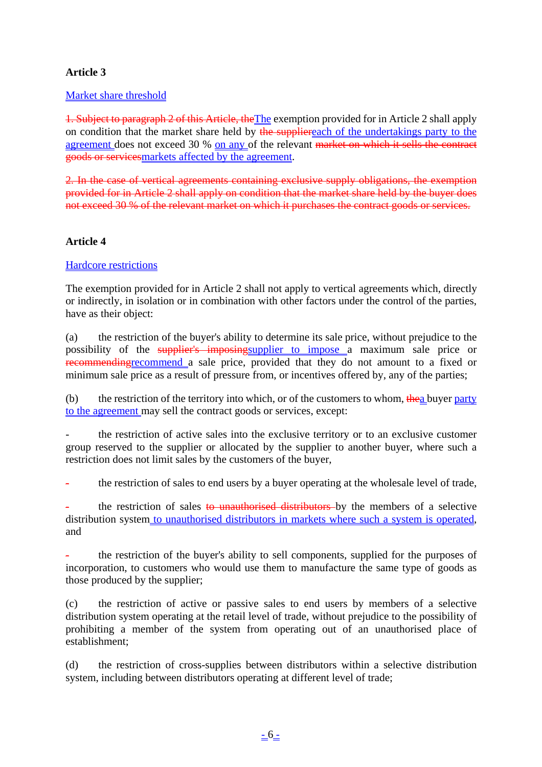**Article 3**

Market share threshold

~~1. Subject to paragraph 2 of this Article, the~~The exemption provided for in Article 2 shall apply on condition that the market share held by ~~the supplier~~each of the undertakings party to the agreement does not exceed 30 % on any of the relevant ~~market on which it sells the contract goods or services~~markets affected by the agreement.

~~2. In the case of vertical agreements containing exclusive supply obligations, the exemption provided for in Article 2 shall apply on condition that the market share held by the buyer does not exceed 30 % of the relevant market on which it purchases the contract goods or services.~~

**Article 4**

Hardcore restrictions

The exemption provided for in Article 2 shall not apply to vertical agreements which, directly or indirectly, in isolation or in combination with other factors under the control of the parties, have as their object:

(a) the restriction of the buyer's ability to determine its sale price, without prejudice to the possibility of the ~~supplier's imposing~~supplier to impose a maximum sale price or ~~recommending~~recommend a sale price, provided that they do not amount to a fixed or minimum sale price as a result of pressure from, or incentives offered by, any of the parties;

(b) the restriction of the territory into which, or of the customers to whom, ~~the~~a buyer party to the agreement may sell the contract goods or services, except:

- the restriction of active sales into the exclusive territory or to an exclusive customer group reserved to the supplier or allocated by the supplier to another buyer, where such a restriction does not limit sales by the customers of the buyer,

- the restriction of sales to end users by a buyer operating at the wholesale level of trade,

- the restriction of sales ~~to unauthorised distributors~~ by the members of a selective distribution system to unauthorised distributors in markets where such a system is operated, and

- the restriction of the buyer's ability to sell components, supplied for the purposes of incorporation, to customers who would use them to manufacture the same type of goods as those produced by the supplier;

(c) the restriction of active or passive sales to end users by members of a selective distribution system operating at the retail level of trade, without prejudice to the possibility of prohibiting a member of the system from operating out of an unauthorised place of establishment;

(d) the restriction of cross-supplies between distributors within a selective distribution system, including between distributors operating at different level of trade;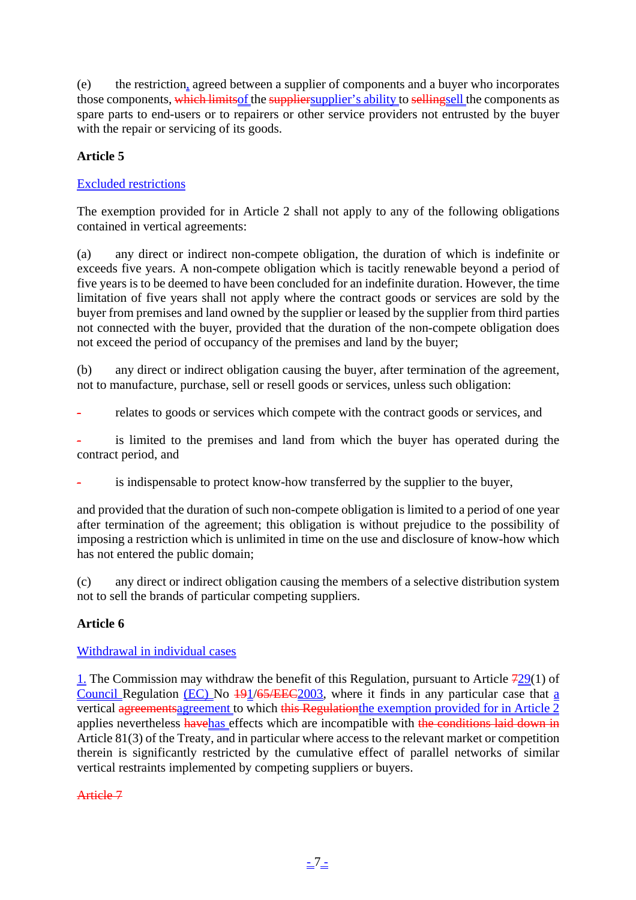(e) the restriction, agreed between a supplier of components and a buyer who incorporates those components, ~~which limits~~of the ~~supplier~~supplier's ability to ~~selling~~sell the components as spare parts to end-users or to repairers or other service providers not entrusted by the buyer with the repair or servicing of its goods.

**Article 5**

Excluded restrictions

The exemption provided for in Article 2 shall not apply to any of the following obligations contained in vertical agreements:

(a) any direct or indirect non-compete obligation, the duration of which is indefinite or exceeds five years. A non-compete obligation which is tacitly renewable beyond a period of five years is to be deemed to have been concluded for an indefinite duration. However, the time limitation of five years shall not apply where the contract goods or services are sold by the buyer from premises and land owned by the supplier or leased by the supplier from third parties not connected with the buyer, provided that the duration of the non-compete obligation does not exceed the period of occupancy of the premises and land by the buyer;

(b) any direct or indirect obligation causing the buyer, after termination of the agreement, not to manufacture, purchase, sell or resell goods or services, unless such obligation:

- relates to goods or services which compete with the contract goods or services, and

- is limited to the premises and land from which the buyer has operated during the contract period, and

- is indispensable to protect know-how transferred by the supplier to the buyer,

and provided that the duration of such non-compete obligation is limited to a period of one year after termination of the agreement; this obligation is without prejudice to the possibility of imposing a restriction which is unlimited in time on the use and disclosure of know-how which has not entered the public domain;

(c) any direct or indirect obligation causing the members of a selective distribution system not to sell the brands of particular competing suppliers.

**Article 6**

Withdrawal in individual cases

1. The Commission may withdraw the benefit of this Regulation, pursuant to Article ~~7~~29(1) of Council Regulation (EC) No ~~19~~1/~~65/EEC~~2003, where it finds in any particular case that a vertical ~~agreements~~agreement to which ~~this Regulation~~the exemption provided for in Article 2 applies nevertheless ~~have~~has effects which are incompatible with ~~the conditions laid down in~~ Article 81(3) of the Treaty, and in particular where access to the relevant market or competition therein is significantly restricted by the cumulative effect of parallel networks of similar vertical restraints implemented by competing suppliers or buyers.

~~Article 7~~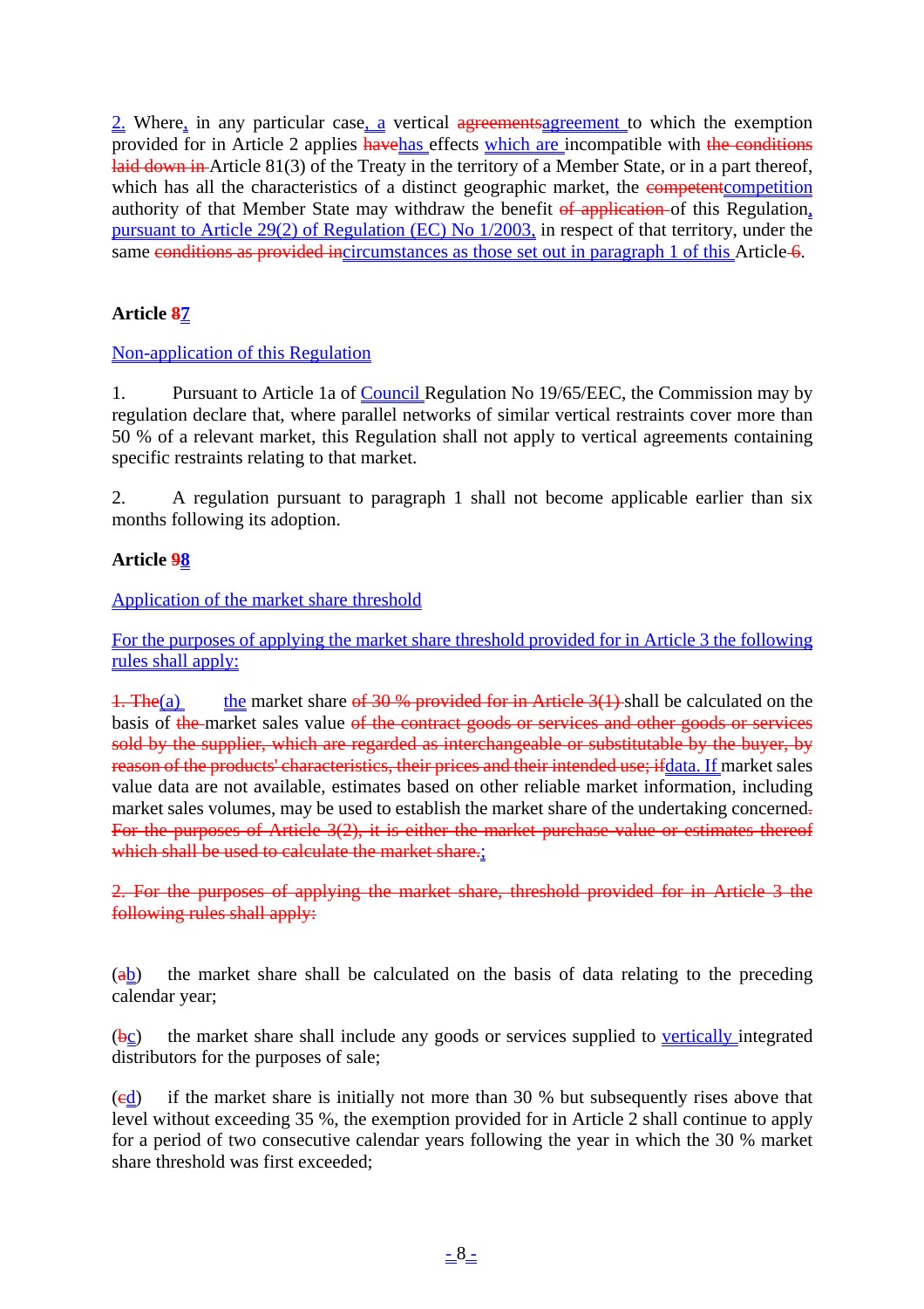2. Where, in any particular case, a vertical ~~agreements~~agreement to which the exemption provided for in Article 2 applies ~~have~~has effects which are incompatible with ~~the conditions laid down in~~ Article 81(3) of the Treaty in the territory of a Member State, or in a part thereof, which has all the characteristics of a distinct geographic market, the ~~competent~~competition authority of that Member State may withdraw the benefit ~~of application~~ of this Regulation, pursuant to Article 29(2) of Regulation (EC) No 1/2003, in respect of that territory, under the same ~~conditions as provided in~~circumstances as those set out in paragraph 1 of this Article ~~6~~.

**Article ~~8~~7**

Non-application of this Regulation

1. Pursuant to Article 1a of Council Regulation No 19/65/EEC, the Commission may by regulation declare that, where parallel networks of similar vertical restraints cover more than 50 % of a relevant market, this Regulation shall not apply to vertical agreements containing specific restraints relating to that market.

2. A regulation pursuant to paragraph 1 shall not become applicable earlier than six months following its adoption.

**Article ~~9~~8**

Application of the market share threshold

For the purposes of applying the market share threshold provided for in Article 3 the following rules shall apply:

~~1. The~~(a) the market share ~~of 30 % provided for in Article 3(1)~~ shall be calculated on the basis of ~~the~~ market sales value ~~of the contract goods or services and other goods or services sold by the supplier, which are regarded as interchangeable or substitutable by the buyer, by reason of the products' characteristics, their prices and their intended use; if~~data. If market sales value data are not available, estimates based on other reliable market information, including market sales volumes, may be used to establish the market share of the undertaking concerned~~. For the purposes of Article 3(2), it is either the market purchase value or estimates thereof which shall be used to calculate the market share.~~;

~~2. For the purposes of applying the market share, threshold provided for in Article 3 the following rules shall apply:~~

(~~a~~b) the market share shall be calculated on the basis of data relating to the preceding calendar year;

(~~b~~c) the market share shall include any goods or services supplied to vertically integrated distributors for the purposes of sale;

(~~c~~d) if the market share is initially not more than 30 % but subsequently rises above that level without exceeding 35 %, the exemption provided for in Article 2 shall continue to apply for a period of two consecutive calendar years following the year in which the 30 % market share threshold was first exceeded;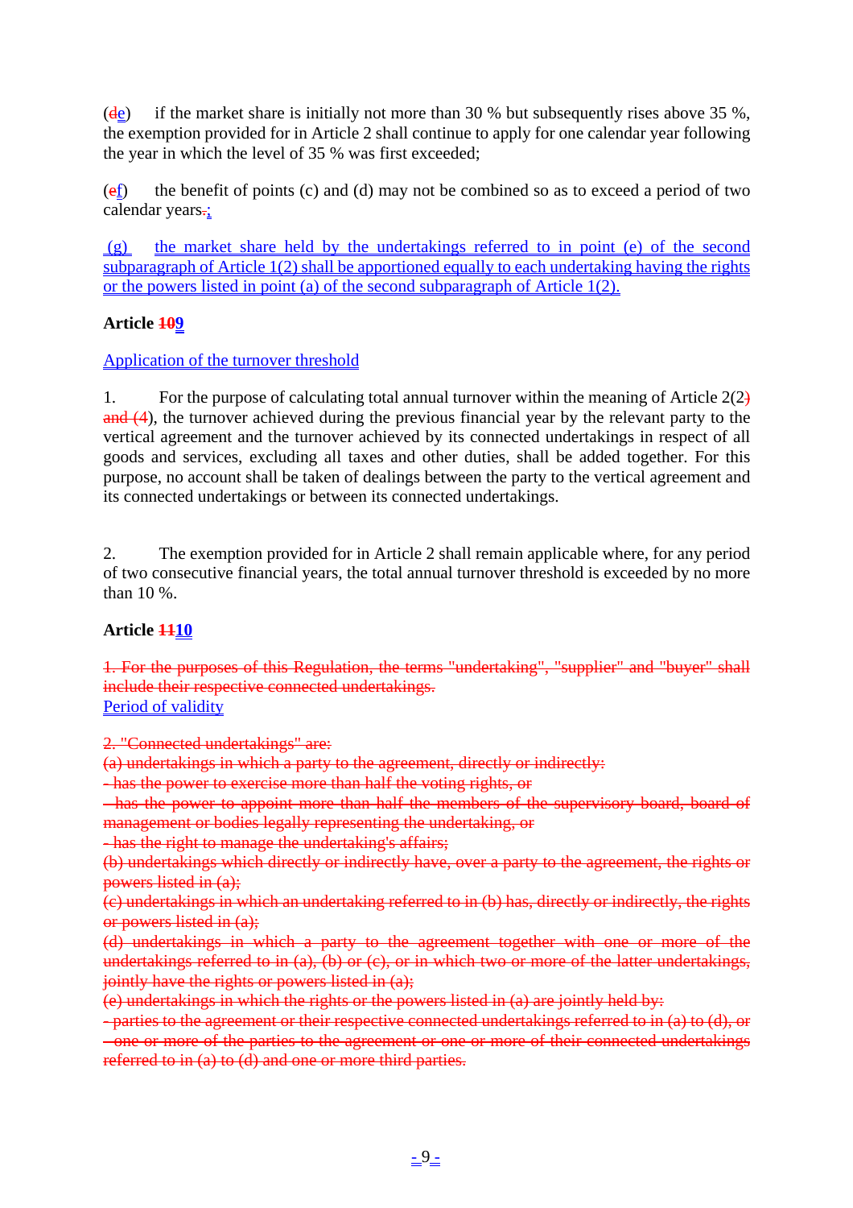(~~d~~e) if the market share is initially not more than 30 % but subsequently rises above 35 %, the exemption provided for in Article 2 shall continue to apply for one calendar year following the year in which the level of 35 % was first exceeded;

(~~e~~f) the benefit of points (c) and (d) may not be combined so as to exceed a period of two calendar years~~.~~;

(g) the market share held by the undertakings referred to in point (e) of the second subparagraph of Article 1(2) shall be apportioned equally to each undertaking having the rights or the powers listed in point (a) of the second subparagraph of Article 1(2).

**Article ~~10~~9**

Application of the turnover threshold

1. For the purpose of calculating total annual turnover within the meaning of Article 2(2~~) and (4~~), the turnover achieved during the previous financial year by the relevant party to the vertical agreement and the turnover achieved by its connected undertakings in respect of all goods and services, excluding all taxes and other duties, shall be added together. For this purpose, no account shall be taken of dealings between the party to the vertical agreement and its connected undertakings or between its connected undertakings.

2. The exemption provided for in Article 2 shall remain applicable where, for any period of two consecutive financial years, the total annual turnover threshold is exceeded by no more than 10 %.

**Article ~~11~~10**

~~1. For the purposes of this Regulation, the terms "undertaking", "supplier" and "buyer" shall include their respective connected undertakings.~~

Period of validity

~~2. "Connected undertakings" are:~~

~~(a) undertakings in which a party to the agreement, directly or indirectly:~~

~~- has the power to exercise more than half the voting rights, or~~

~~- has the power to appoint more than half the members of the supervisory board, board of management or bodies legally representing the undertaking, or~~

~~- has the right to manage the undertaking's affairs;~~

~~(b) undertakings which directly or indirectly have, over a party to the agreement, the rights or powers listed in (a);~~

~~(c) undertakings in which an undertaking referred to in (b) has, directly or indirectly, the rights or powers listed in (a);~~

~~(d) undertakings in which a party to the agreement together with one or more of the undertakings referred to in (a), (b) or (c), or in which two or more of the latter undertakings, jointly have the rights or powers listed in (a);~~

~~(e) undertakings in which the rights or the powers listed in (a) are jointly held by:~~

~~- parties to the agreement or their respective connected undertakings referred to in (a) to (d), or~~

~~- one or more of the parties to the agreement or one or more of their connected undertakings referred to in (a) to (d) and one or more third parties.~~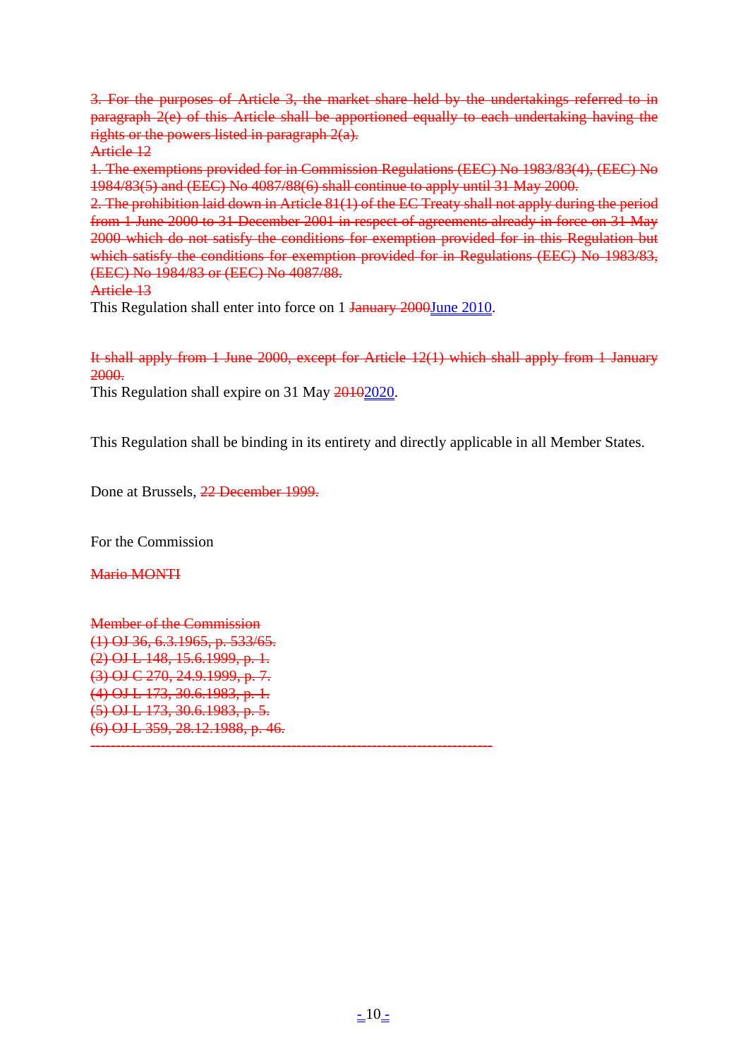~~3. For the purposes of Article 3, the market share held by the undertakings referred to in paragraph 2(e) of this Article shall be apportioned equally to each undertaking having the rights or the powers listed in paragraph 2(a).~~

~~Article 12~~

~~1. The exemptions provided for in Commission Regulations (EEC) No 1983/83(4), (EEC) No 1984/83(5) and (EEC) No 4087/88(6) shall continue to apply until 31 May 2000.~~

~~2. The prohibition laid down in Article 81(1) of the EC Treaty shall not apply during the period from 1 June 2000 to 31 December 2001 in respect of agreements already in force on 31 May 2000 which do not satisfy the conditions for exemption provided for in this Regulation but which satisfy the conditions for exemption provided for in Regulations (EEC) No 1983/83, (EEC) No 1984/83 or (EEC) No 4087/88.~~

~~Article 13~~

This Regulation shall enter into force on 1 ~~January 2000~~June 2010.

~~It shall apply from 1 June 2000, except for Article 12(1) which shall apply from 1 January 2000.~~

This Regulation shall expire on 31 May ~~2010~~2020.

This Regulation shall be binding in its entirety and directly applicable in all Member States.

Done at Brussels, ~~22 December 1999.~~

For the Commission

~~Mario MONTI~~

~~Member of the Commission~~

~~(1) OJ 36, 6.3.1965, p. 533/65.~~

~~(2) OJ L 148, 15.6.1999, p. 1.~~

~~(3) OJ C 270, 24.9.1999, p. 7.~~

~~(4) OJ L 173, 30.6.1983, p. 1.~~

~~(5) OJ L 173, 30.6.1983, p. 5.~~

~~(6) OJ L 359, 28.12.1988, p. 46.~~